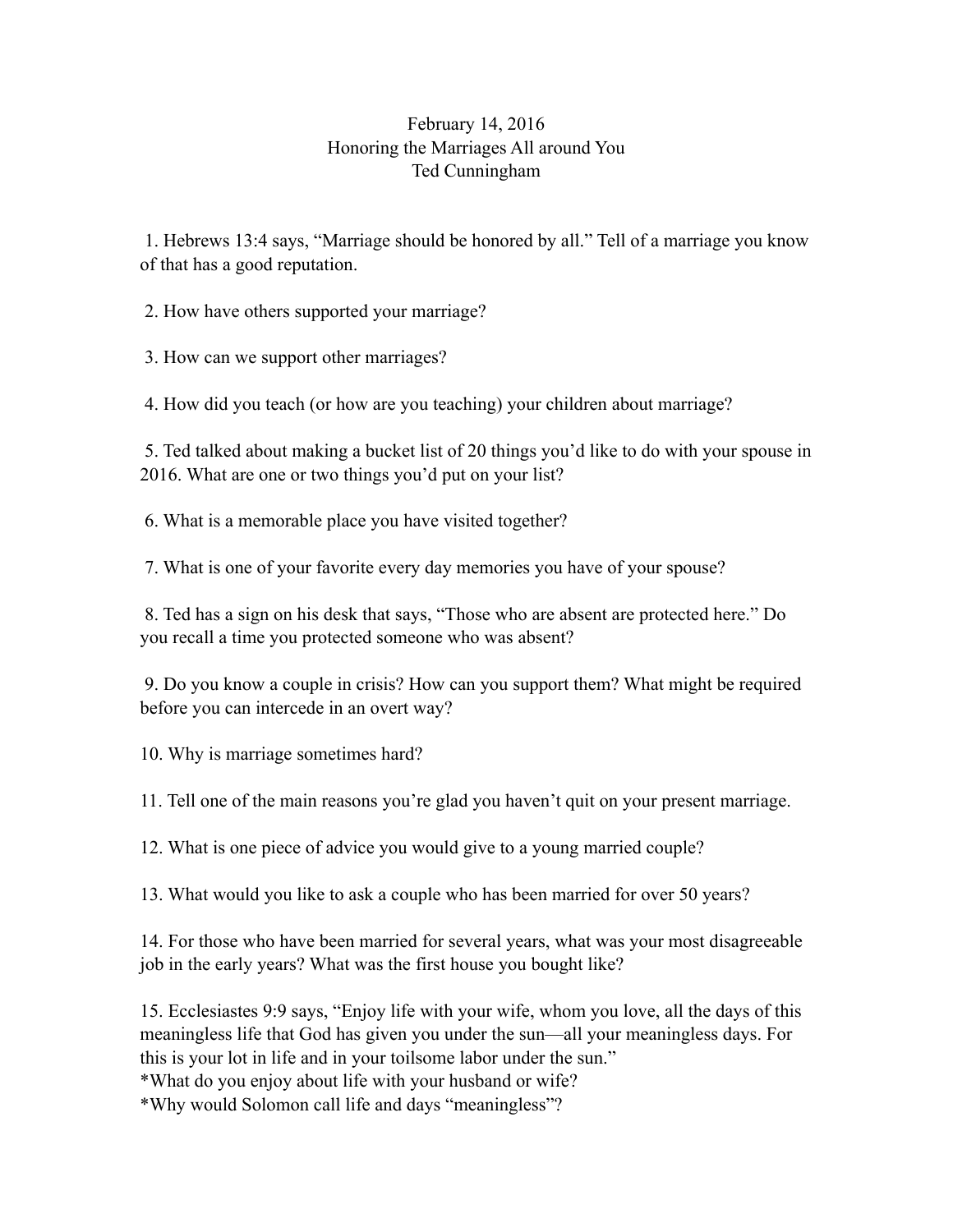# February 14, 2016
## Honoring the Marriages All around You
### Ted Cunningham

1. Hebrews 13:4 says, "Marriage should be honored by all." Tell of a marriage you know of that has a good reputation.

2. How have others supported your marriage?

3. How can we support other marriages?

4. How did you teach (or how are you teaching) your children about marriage?

5. Ted talked about making a bucket list of 20 things you'd like to do with your spouse in 2016. What are one or two things you'd put on your list?

6. What is a memorable place you have visited together?

7. What is one of your favorite every day memories you have of your spouse?

8. Ted has a sign on his desk that says, "Those who are absent are protected here." Do you recall a time you protected someone who was absent?

9. Do you know a couple in crisis? How can you support them? What might be required before you can intercede in an overt way?

10. Why is marriage sometimes hard?

11. Tell one of the main reasons you're glad you haven't quit on your present marriage.

12. What is one piece of advice you would give to a young married couple?

13. What would you like to ask a couple who has been married for over 50 years?

14. For those who have been married for several years, what was your most disagreeable job in the early years? What was the first house you bought like?

15. Ecclesiastes 9:9 says, "Enjoy life with your wife, whom you love, all the days of this meaningless life that God has given you under the sun—all your meaningless days. For this is your lot in life and in your toilsome labor under the sun."
*What do you enjoy about life with your husband or wife?
*Why would Solomon call life and days "meaningless"?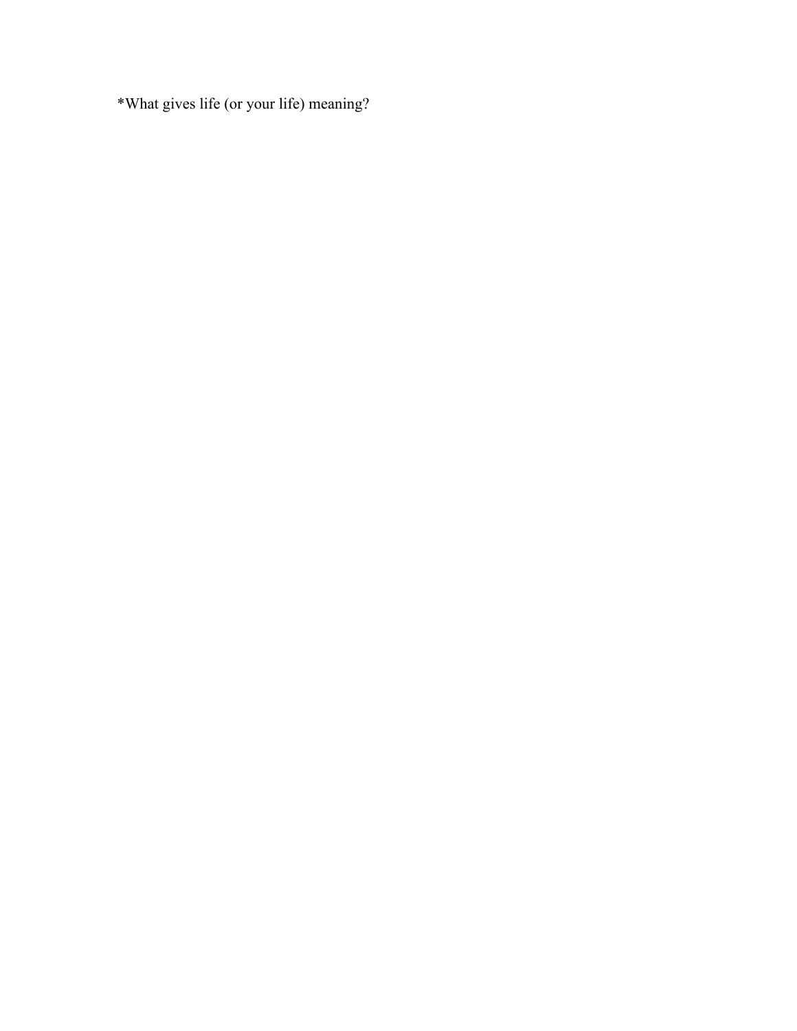*What gives life (or your life) meaning?